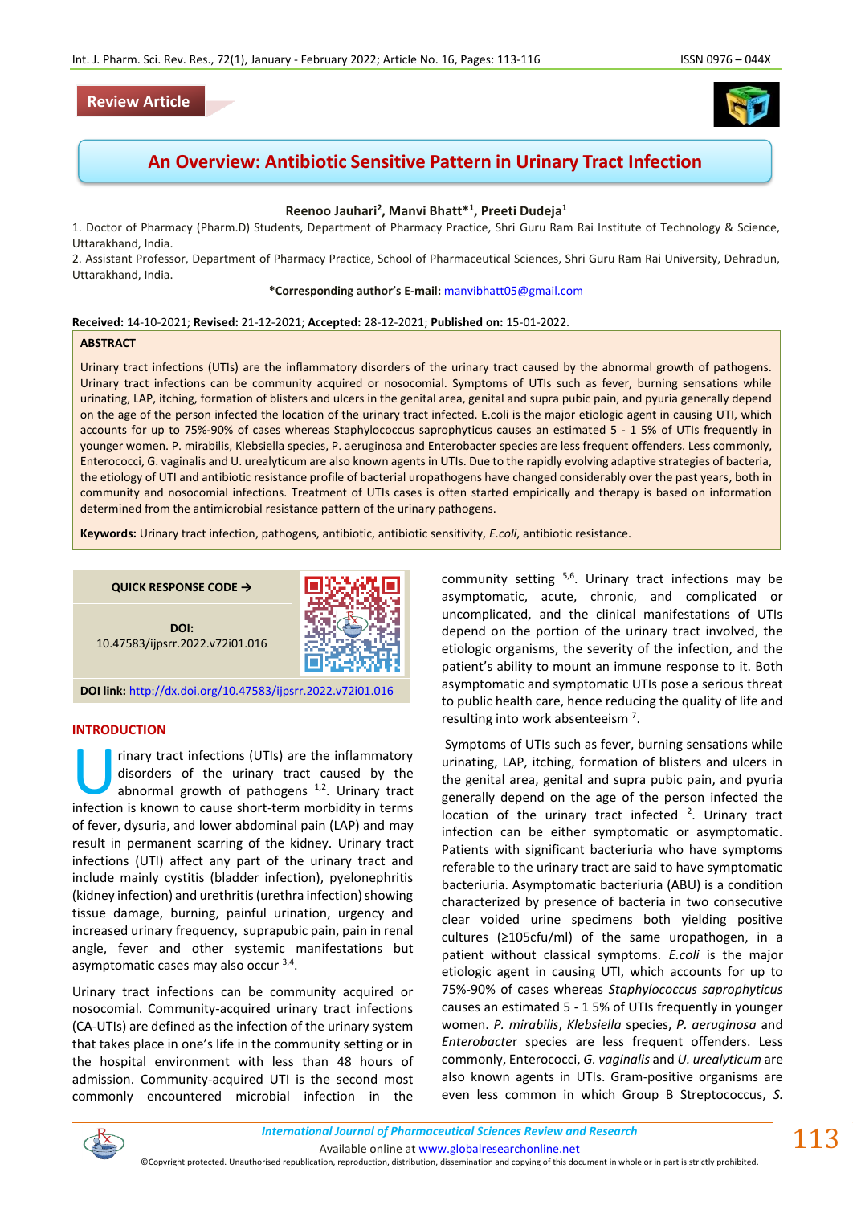Review Article

# An Overview: Antibiotic Sensitive Pattern in Urinary Tract Infection

**Reenoo Jauhari[2], Manvi Bhatt*[1], Preeti Dudeja[1]**

1. Doctor of Pharmacy (Pharm.D) Students, Department of Pharmacy Practice, Shri Guru Ram Rai Institute of Technology & Science, Uttarakhand, India.
2. Assistant Professor, Department of Pharmacy Practice, School of Pharmaceutical Sciences, Shri Guru Ram Rai University, Dehradun, Uttarakhand, India.

***Corresponding author's E-mail:** manvibhatt05@gmail.com

**Received:** 14-10-2021; **Revised:** 21-12-2021; **Accepted:** 28-12-2021; **Published on:** 15-01-2022.

## ABSTRACT

Urinary tract infections (UTIs) are the inflammatory disorders of the urinary tract caused by the abnormal growth of pathogens. Urinary tract infections can be community acquired or nosocomial. Symptoms of UTIs such as fever, burning sensations while urinating, LAP, itching, formation of blisters and ulcers in the genital area, genital and supra pubic pain, and pyuria generally depend on the age of the person infected the location of the urinary tract infected. E.coli is the major etiologic agent in causing UTI, which accounts for up to 75%-90% of cases whereas Staphylococcus saprophyticus causes an estimated 5 - 1 5% of UTIs frequently in younger women. P. mirabilis, Klebsiella species, P. aeruginosa and Enterobacter species are less frequent offenders. Less commonly, Enterococci, G. vaginalis and U. urealyticum are also known agents in UTIs. Due to the rapidly evolving adaptive strategies of bacteria, the etiology of UTI and antibiotic resistance profile of bacterial uropathogens have changed considerably over the past years, both in community and nosocomial infections. Treatment of UTIs cases is often started empirically and therapy is based on information determined from the antimicrobial resistance pattern of the urinary pathogens.

**Keywords:** Urinary tract infection, pathogens, antibiotic, antibiotic sensitivity, *E.coli*, antibiotic resistance.

QUICK RESPONSE CODE →

**DOI:** 10.47583/ijpsrr.2022.v72i01.016

**DOI link:** http://dx.doi.org/10.47583/ijpsrr.2022.v72i01.016

## INTRODUCTION

Urinary tract infections (UTIs) are the inflammatory disorders of the urinary tract caused by the abnormal growth of pathogens [1,2]. Urinary tract infection is known to cause short-term morbidity in terms of fever, dysuria, and lower abdominal pain (LAP) and may result in permanent scarring of the kidney. Urinary tract infections (UTI) affect any part of the urinary tract and include mainly cystitis (bladder infection), pyelonephritis (kidney infection) and urethritis (urethra infection) showing tissue damage, burning, painful urination, urgency and increased urinary frequency, suprapubic pain, pain in renal angle, fever and other systemic manifestations but asymptomatic cases may also occur [3,4].

Urinary tract infections can be community acquired or nosocomial. Community-acquired urinary tract infections (CA-UTIs) are defined as the infection of the urinary system that takes place in one's life in the community setting or in the hospital environment with less than 48 hours of admission. Community-acquired UTI is the second most commonly encountered microbial infection in the community setting [5,6]. Urinary tract infections may be asymptomatic, acute, chronic, and complicated or uncomplicated, and the clinical manifestations of UTIs depend on the portion of the urinary tract involved, the etiologic organisms, the severity of the infection, and the patient's ability to mount an immune response to it. Both asymptomatic and symptomatic UTIs pose a serious threat to public health care, hence reducing the quality of life and resulting into work absenteeism [7].

Symptoms of UTIs such as fever, burning sensations while urinating, LAP, itching, formation of blisters and ulcers in the genital area, genital and supra pubic pain, and pyuria generally depend on the age of the person infected the location of the urinary tract infected [2]. Urinary tract infection can be either symptomatic or asymptomatic. Patients with significant bacteriuria who have symptoms referable to the urinary tract are said to have symptomatic bacteriuria. Asymptomatic bacteriuria (ABU) is a condition characterized by presence of bacteria in two consecutive clear voided urine specimens both yielding positive cultures (≥105cfu/ml) of the same uropathogen, in a patient without classical symptoms. *E.coli* is the major etiologic agent in causing UTI, which accounts for up to 75%-90% of cases whereas *Staphylococcus saprophyticus* causes an estimated 5 - 1 5% of UTIs frequently in younger women. *P. mirabilis*, *Klebsiella* species, *P. aeruginosa* and *Enterobacter* species are less frequent offenders. Less commonly, Enterococci, *G. vaginalis* and *U. urealyticum* are also known agents in UTIs. Gram-positive organisms are even less common in which Group B Streptococcus, *S.*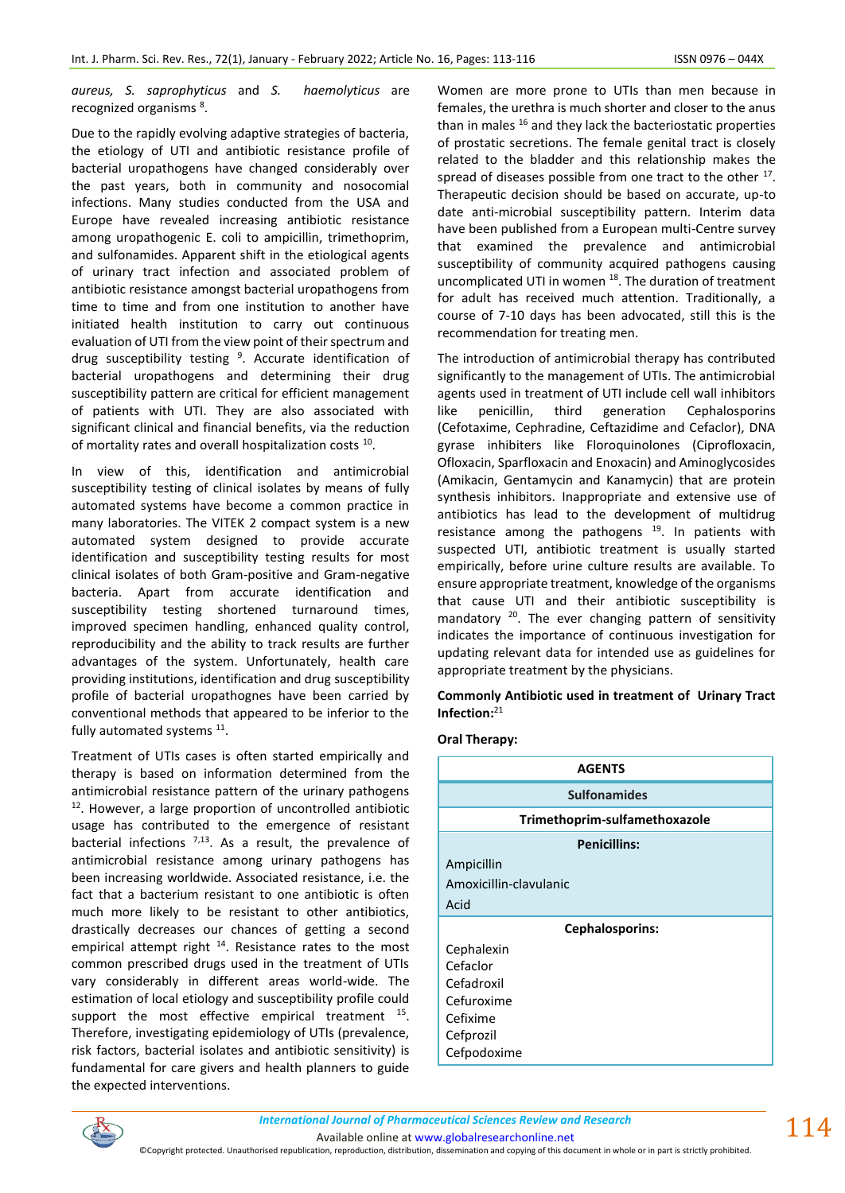*aureus, S. saprophyticus* and *S. haemolyticus* are recognized organisms [8].

Due to the rapidly evolving adaptive strategies of bacteria, the etiology of UTI and antibiotic resistance profile of bacterial uropathogens have changed considerably over the past years, both in community and nosocomial infections. Many studies conducted from the USA and Europe have revealed increasing antibiotic resistance among uropathogenic E. coli to ampicillin, trimethoprim, and sulfonamides. Apparent shift in the etiological agents of urinary tract infection and associated problem of antibiotic resistance amongst bacterial uropathogens from time to time and from one institution to another have initiated health institution to carry out continuous evaluation of UTI from the view point of their spectrum and drug susceptibility testing [9]. Accurate identification of bacterial uropathogens and determining their drug susceptibility pattern are critical for efficient management of patients with UTI. They are also associated with significant clinical and financial benefits, via the reduction of mortality rates and overall hospitalization costs [10].

In view of this, identification and antimicrobial susceptibility testing of clinical isolates by means of fully automated systems have become a common practice in many laboratories. The VITEK 2 compact system is a new automated system designed to provide accurate identification and susceptibility testing results for most clinical isolates of both Gram-positive and Gram-negative bacteria. Apart from accurate identification and susceptibility testing shortened turnaround times, improved specimen handling, enhanced quality control, reproducibility and the ability to track results are further advantages of the system. Unfortunately, health care providing institutions, identification and drug susceptibility profile of bacterial uropathogens have been carried by conventional methods that appeared to be inferior to the fully automated systems [11].

Treatment of UTIs cases is often started empirically and therapy is based on information determined from the antimicrobial resistance pattern of the urinary pathogens [12]. However, a large proportion of uncontrolled antibiotic usage has contributed to the emergence of resistant bacterial infections [7,13]. As a result, the prevalence of antimicrobial resistance among urinary pathogens has been increasing worldwide. Associated resistance, i.e. the fact that a bacterium resistant to one antibiotic is often much more likely to be resistant to other antibiotics, drastically decreases our chances of getting a second empirical attempt right [14]. Resistance rates to the most common prescribed drugs used in the treatment of UTIs vary considerably in different areas world-wide. The estimation of local etiology and susceptibility profile could support the most effective empirical treatment [15]. Therefore, investigating epidemiology of UTIs (prevalence, risk factors, bacterial isolates and antibiotic sensitivity) is fundamental for care givers and health planners to guide the expected interventions.

Women are more prone to UTIs than men because in females, the urethra is much shorter and closer to the anus than in males [16] and they lack the bacteriostatic properties of prostatic secretions. The female genital tract is closely related to the bladder and this relationship makes the spread of diseases possible from one tract to the other [17]. Therapeutic decision should be based on accurate, up-to date anti-microbial susceptibility pattern. Interim data have been published from a European multi-Centre survey that examined the prevalence and antimicrobial susceptibility of community acquired pathogens causing uncomplicated UTI in women [18]. The duration of treatment for adult has received much attention. Traditionally, a course of 7-10 days has been advocated, still this is the recommendation for treating men.

The introduction of antimicrobial therapy has contributed significantly to the management of UTIs. The antimicrobial agents used in treatment of UTI include cell wall inhibitors like penicillin, third generation Cephalosporins (Cefotaxime, Cephradine, Ceftazidime and Cefaclor), DNA gyrase inhibitors like Floroquinolones (Ciprofloxacin, Ofloxacin, Sparfloxacin and Enoxacin) and Aminoglycosides (Amikacin, Gentamycin and Kanamycin) that are protein synthesis inhibitors. Inappropriate and extensive use of antibiotics has lead to the development of multidrug resistance among the pathogens [19]. In patients with suspected UTI, antibiotic treatment is usually started empirically, before urine culture results are available. To ensure appropriate treatment, knowledge of the organisms that cause UTI and their antibiotic susceptibility is mandatory [20]. The ever changing pattern of sensitivity indicates the importance of continuous investigation for updating relevant data for intended use as guidelines for appropriate treatment by the physicians.

**Commonly Antibiotic used in treatment of Urinary Tract Infection:**[21]

**Oral Therapy:**

| AGENTS |
|---|
| **Sulfonamides** |
| **Trimethoprim-sulfamethoxazole** |
| **Penicillins:** |
| Ampicillin<br>Amoxicillin-clavulanic Acid |
| **Cephalosporins:** |
| Cephalexin<br>Cefaclor<br>Cefadroxil<br>Cefuroxime<br>Cefixime<br>Cefprozil<br>Cefpodoxime |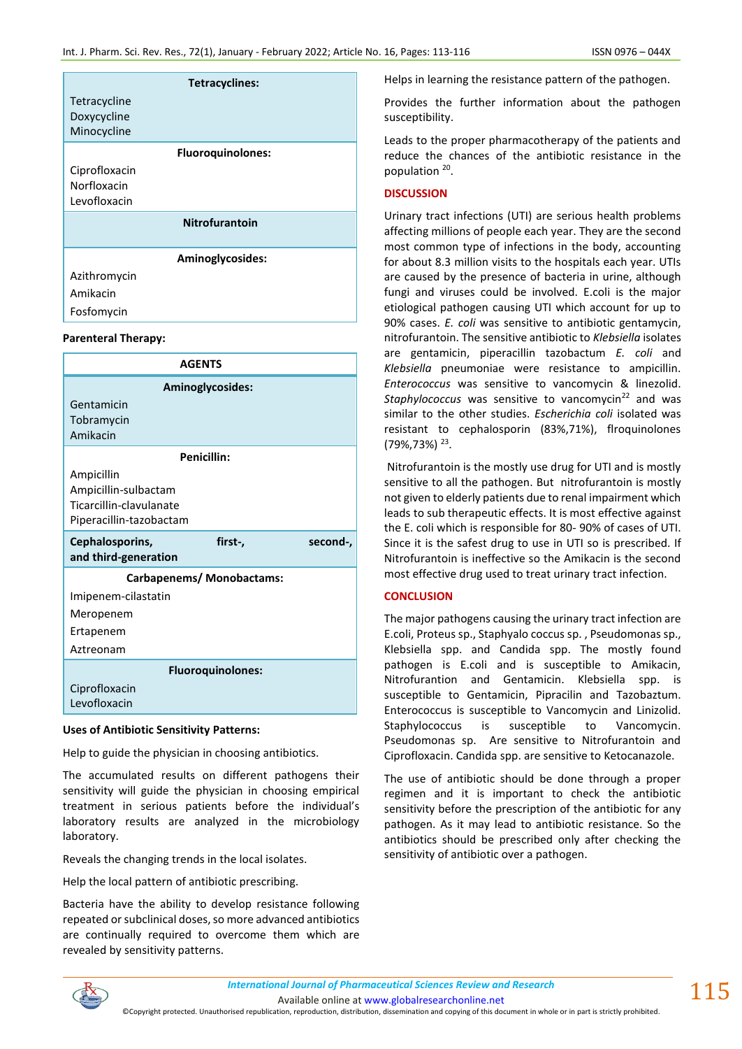| Tetracyclines: |
|---|
| Tetracycline<br>Doxycycline<br>Minocycline |
| **Fluoroquinolones:** |
| Ciprofloxacin<br>Norfloxacin<br>Levofloxacin |
| **Nitrofurantoin** |
| **Aminoglycosides:** |
| Azithromycin<br>Amikacin<br>Fosfomycin |

**Parenteral Therapy:**

| AGENTS |
|---|
| **Aminoglycosides:** |
| Gentamicin<br>Tobramycin<br>Amikacin |
| **Penicillin:** |
| Ampicillin<br>Ampicillin-sulbactam<br>Ticarcillin-clavulanate<br>Piperacillin-tazobactam |
| **Cephalosporins, first-, second-, and third-generation** |
| **Carbapenems/ Monobactams:** |
| Imipenem-cilastatin<br>Meropenem<br>Ertapenem<br>Aztreonam |
| **Fluoroquinolones:** |
| Ciprofloxacin<br>Levofloxacin |

**Uses of Antibiotic Sensitivity Patterns:**

Help to guide the physician in choosing antibiotics.

The accumulated results on different pathogens their sensitivity will guide the physician in choosing empirical treatment in serious patients before the individual's laboratory results are analyzed in the microbiology laboratory.

Reveals the changing trends in the local isolates.

Help the local pattern of antibiotic prescribing.

Bacteria have the ability to develop resistance following repeated or subclinical doses, so more advanced antibiotics are continually required to overcome them which are revealed by sensitivity patterns.

Helps in learning the resistance pattern of the pathogen.

Provides the further information about the pathogen susceptibility.

Leads to the proper pharmacotherapy of the patients and reduce the chances of the antibiotic resistance in the population [20].

## DISCUSSION

Urinary tract infections (UTI) are serious health problems affecting millions of people each year. They are the second most common type of infections in the body, accounting for about 8.3 million visits to the hospitals each year. UTIs are caused by the presence of bacteria in urine, although fungi and viruses could be involved. E.coli is the major etiological pathogen causing UTI which account for up to 90% cases. *E. coli* was sensitive to antibiotic gentamycin, nitrofurantoin. The sensitive antibiotic to *Klebsiella* isolates are gentamicin, piperacillin tazobactum *E. coli* and *Klebsiella* pneumoniae were resistance to ampicillin. *Enterococcus* was sensitive to vancomycin & linezolid. *Staphylococcus* was sensitive to vancomycin[22] and was similar to the other studies. *Escherichia coli* isolated was resistant to cephalosporin (83%,71%), flroquinolones (79%,73%) [23].

Nitrofurantoin is the mostly use drug for UTI and is mostly sensitive to all the pathogen. But nitrofurantoin is mostly not given to elderly patients due to renal impairment which leads to sub therapeutic effects. It is most effective against the E. coli which is responsible for 80- 90% of cases of UTI. Since it is the safest drug to use in UTI so is prescribed. If Nitrofurantoin is ineffective so the Amikacin is the second most effective drug used to treat urinary tract infection.

## CONCLUSION

The major pathogens causing the urinary tract infection are E.coli, Proteus sp., Staphyalo coccus sp. , Pseudomonas sp., Klebsiella spp. and Candida spp. The mostly found pathogen is E.coli and is susceptible to Amikacin, Nitrofurantion and Gentamicin. Klebsiella spp. is susceptible to Gentamicin, Pipracilin and Tazobaztum. Enterococcus is susceptible to Vancomycin and Linizolid. Staphylococcus is susceptible to Vancomycin. Pseudomonas sp. Are sensitive to Nitrofurantoin and Ciprofloxacin. Candida spp. are sensitive to Ketocanazole.

The use of antibiotic should be done through a proper regimen and it is important to check the antibiotic sensitivity before the prescription of the antibiotic for any pathogen. As it may lead to antibiotic resistance. So the antibiotics should be prescribed only after checking the sensitivity of antibiotic over a pathogen.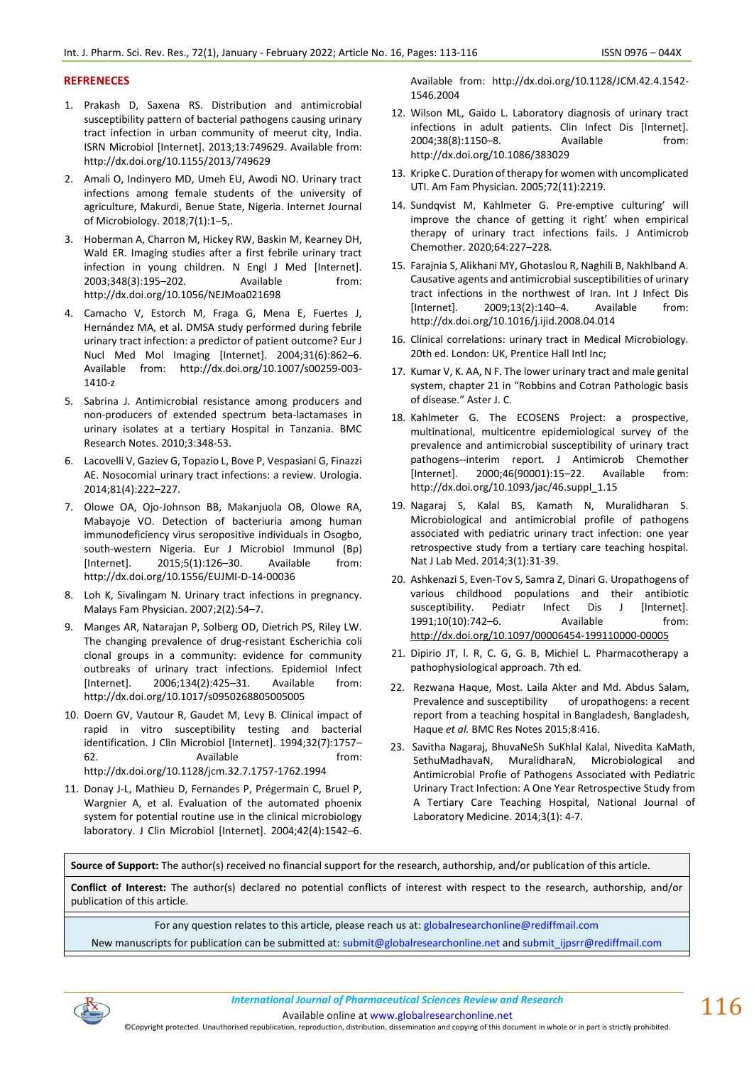## REFRENECES

1. Prakash D, Saxena RS. Distribution and antimicrobial susceptibility pattern of bacterial pathogens causing urinary tract infection in urban community of meerut city, India. ISRN Microbiol [Internet]. 2013;13:749629. Available from: http://dx.doi.org/10.1155/2013/749629
2. Amali O, Indinyero MD, Umeh EU, Awodi NO. Urinary tract infections among female students of the university of agriculture, Makurdi, Benue State, Nigeria. Internet Journal of Microbiology. 2018;7(1):1–5,.
3. Hoberman A, Charron M, Hickey RW, Baskin M, Kearney DH, Wald ER. Imaging studies after a first febrile urinary tract infection in young children. N Engl J Med [Internet]. 2003;348(3):195–202. Available from: http://dx.doi.org/10.1056/NEJMoa021698
4. Camacho V, Estorch M, Fraga G, Mena E, Fuertes J, Hernández MA, et al. DMSA study performed during febrile urinary tract infection: a predictor of patient outcome? Eur J Nucl Med Mol Imaging [Internet]. 2004;31(6):862–6. Available from: http://dx.doi.org/10.1007/s00259-003-1410-z
5. Sabrina J. Antimicrobial resistance among producers and non-producers of extended spectrum beta-lactamases in urinary isolates at a tertiary Hospital in Tanzania. BMC Research Notes. 2010;3:348-53.
6. Lacovelli V, Gaziev G, Topazio L, Bove P, Vespasiani G, Finazzi AE. Nosocomial urinary tract infections: a review. Urologia. 2014;81(4):222–227.
7. Olowe OA, Ojo-Johnson BB, Makanjuola OB, Olowe RA, Mabayoje VO. Detection of bacteriuria among human immunodeficiency virus seropositive individuals in Osogbo, south-western Nigeria. Eur J Microbiol Immunol (Bp) [Internet]. 2015;5(1):126–30. Available from: http://dx.doi.org/10.1556/EUJMI-D-14-00036
8. Loh K, Sivalingam N. Urinary tract infections in pregnancy. Malays Fam Physician. 2007;2(2):54–7.
9. Manges AR, Natarajan P, Solberg OD, Dietrich PS, Riley LW. The changing prevalence of drug-resistant Escherichia coli clonal groups in a community: evidence for community outbreaks of urinary tract infections. Epidemiol Infect [Internet]. 2006;134(2):425–31. Available from: http://dx.doi.org/10.1017/s0950268805005005
10. Doern GV, Vautour R, Gaudet M, Levy B. Clinical impact of rapid in vitro susceptibility testing and bacterial identification. J Clin Microbiol [Internet]. 1994;32(7):1757–62. Available from: http://dx.doi.org/10.1128/jcm.32.7.1757-1762.1994
11. Donay J-L, Mathieu D, Fernandes P, Prégermain C, Bruel P, Wargnier A, et al. Evaluation of the automated phoenix system for potential routine use in the clinical microbiology laboratory. J Clin Microbiol [Internet]. 2004;42(4):1542–6. Available from: http://dx.doi.org/10.1128/JCM.42.4.1542-1546.2004
12. Wilson ML, Gaido L. Laboratory diagnosis of urinary tract infections in adult patients. Clin Infect Dis [Internet]. 2004;38(8):1150–8. Available from: http://dx.doi.org/10.1086/383029
13. Kripke C. Duration of therapy for women with uncomplicated UTI. Am Fam Physician. 2005;72(11):2219.
14. Sundqvist M, Kahlmeter G. Pre-emptive culturing' will improve the chance of getting it right' when empirical therapy of urinary tract infections fails. J Antimicrob Chemother. 2020;64:227–228.
15. Farajnia S, Alikhani MY, Ghotaslou R, Naghili B, Nakhlband A. Causative agents and antimicrobial susceptibilities of urinary tract infections in the northwest of Iran. Int J Infect Dis [Internet]. 2009;13(2):140–4. Available from: http://dx.doi.org/10.1016/j.ijid.2008.04.014
16. Clinical correlations: urinary tract in Medical Microbiology. 20th ed. London: UK, Prentice Hall Intl Inc;
17. Kumar V, K. AA, N F. The lower urinary tract and male genital system, chapter 21 in "Robbins and Cotran Pathologic basis of disease." Aster J. C.
18. Kahlmeter G. The ECOSENS Project: a prospective, multinational, multicentre epidemiological survey of the prevalence and antimicrobial susceptibility of urinary tract pathogens--interim report. J Antimicrob Chemother [Internet]. 2000;46(90001):15–22. Available from: http://dx.doi.org/10.1093/jac/46.suppl_1.15
19. Nagaraj S, Kalal BS, Kamath N, Muralidharan S. Microbiological and antimicrobial profile of pathogens associated with pediatric urinary tract infection: one year retrospective study from a tertiary care teaching hospital. Nat J Lab Med. 2014;3(1):31-39.
20. Ashkenazi S, Even-Tov S, Samra Z, Dinari G. Uropathogens of various childhood populations and their antibiotic susceptibility. Pediatr Infect Dis J [Internet]. 1991;10(10):742–6. Available from: http://dx.doi.org/10.1097/00006454-199110000-00005
21. Dipirio JT, l. R, C. G, G. B, Michiel L. Pharmacotherapy a pathophysiological approach. 7th ed.
22. Rezwana Haque, Most. Laila Akter and Md. Abdus Salam, Prevalence and susceptibility of uropathogens: a recent report from a teaching hospital in Bangladesh, Bangladesh, Haque *et al.* BMC Res Notes 2015;8:416.
23. Savitha Nagaraj, BhuvaNeSh SuKhlal Kalal, Nivedita KaMath, SethuMadhavaN, MuralidharaN, Microbiological and Antimicrobial Profie of Pathogens Associated with Pediatric Urinary Tract Infection: A One Year Retrospective Study from A Tertiary Care Teaching Hospital, National Journal of Laboratory Medicine. 2014;3(1): 4-7.

**Source of Support:** The author(s) received no financial support for the research, authorship, and/or publication of this article.

**Conflict of Interest:** The author(s) declared no potential conflicts of interest with respect to the research, authorship, and/or publication of this article.

For any question relates to this article, please reach us at: globalresearchonline@rediffmail.com

New manuscripts for publication can be submitted at: submit@globalresearchonline.net and submit_ijpsrr@rediffmail.com